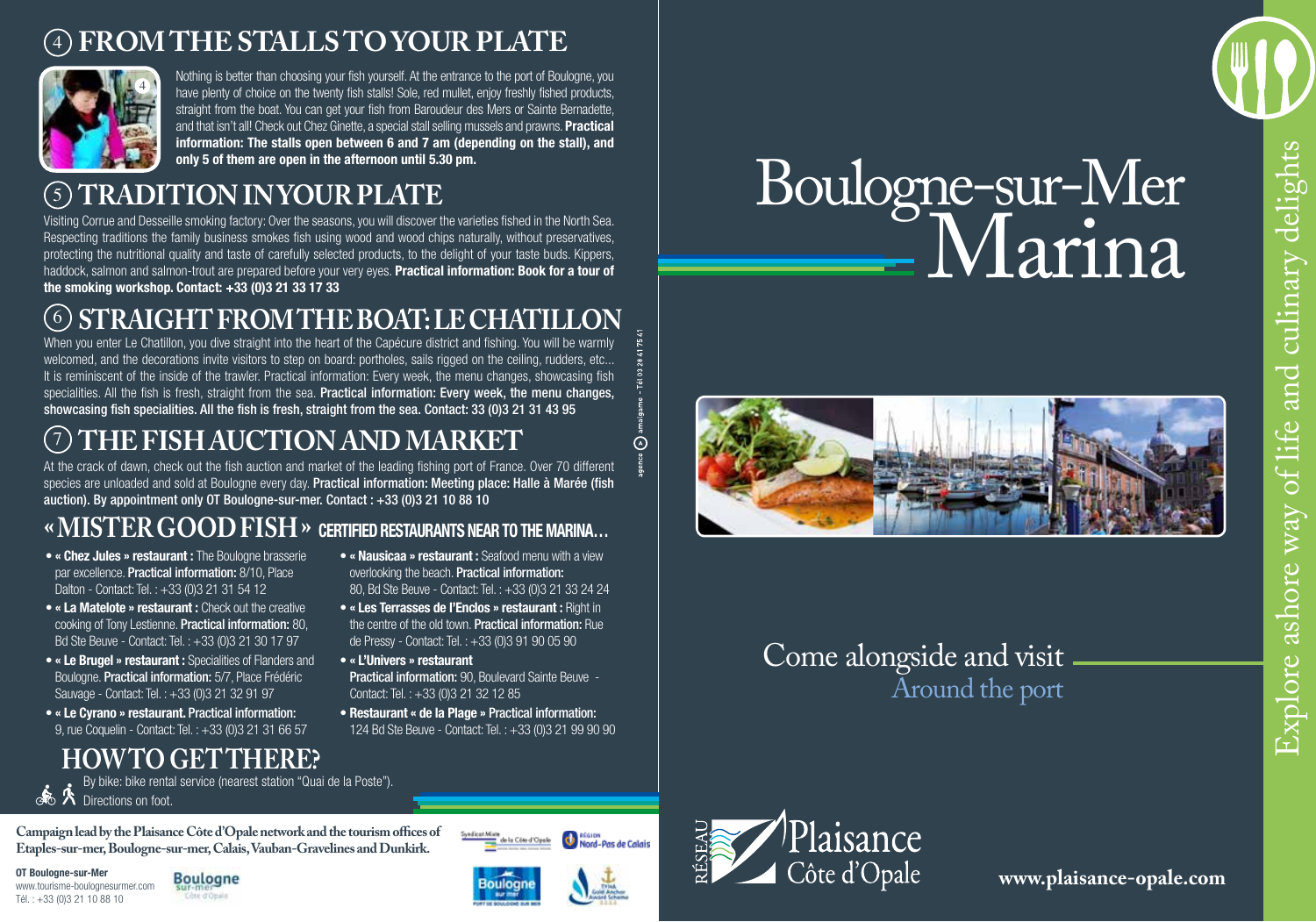## 4 FROM THE STALLS TO YOUR PLATE

Nothing is better than choosing your fish yourself. At the entrance to the port of Boulogne, you have plenty of choice on the twenty fish stalls! Sole, red mullet, enjoy freshly fished products, straight from the boat. You can get your fish from Baroudeur des Mers or Sainte Bernadette, and that isn't all! Check out Chez Ginette, a special stall selling mussels and prawns. **Practical information: The stalls open between 6 and 7 am (depending on the stall), and only 5 of them are open in the afternoon until 5.30 pm.**

## 5 TRADITION IN YOUR PLATE

Visiting Corrue and Desseille smoking factory: Over the seasons, you will discover the varieties fished in the North Sea. Respecting traditions the family business smokes fish using wood and wood chips naturally, without preservatives, protecting the nutritional quality and taste of carefully selected products, to the delight of your taste buds. Kippers, haddock, salmon and salmon-trout are prepared before your very eyes. **Practical information: Book for a tour of the smoking workshop. Contact: +33 (0)3 21 33 17 33**

## 6 STRAIGHT FROM THE BOAT: LE CHATILLON

When you enter Le Chatillon, you dive straight into the heart of the Capécure district and fishing. You will be warmly welcomed, and the decorations invite visitors to step on board: portholes, sails rigged on the ceiling, rudders, etc... It is reminiscent of the inside of the trawler. Practical information: Every week, the menu changes, showcasing fish specialities. All the fish is fresh, straight from the sea. **Practical information: Every week, the menu changes, showcasing fish specialities. All the fish is fresh, straight from the sea. Contact: 33 (0)3 21 31 43 95**

## 7 THE FISH AUCTION AND MARKET

At the crack of dawn, check out the fish auction and market of the leading fishing port of France. Over 70 different species are unloaded and sold at Boulogne every day. **Practical information: Meeting place: Halle à Marée (fish auction). By appointment only OT Boulogne-sur-mer. Contact : +33 (0)3 21 10 88 10**

## « MISTER GOOD FISH » CERTIFIED RESTAURANTS NEAR TO THE MARINA…

- **« Chez Jules » restaurant :** The Boulogne brasserie par excellence. **Practical information:** 8/10, Place Dalton - Contact: Tel. : +33 (0)3 21 31 54 12
- **« La Matelote » restaurant :** Check out the creative cooking of Tony Lestienne. **Practical information:** 80, Bd Ste Beuve - Contact: Tel. : +33 (0)3 21 30 17 97
- **« Le Brugel » restaurant :** Specialities of Flanders and Boulogne. **Practical information:** 5/7, Place Frédéric Sauvage - Contact: Tel. : +33 (0)3 21 32 91 97
- **« Le Cyrano » restaurant. Practical information:** 9, rue Coquelin - Contact: Tel. : +33 (0)3 21 31 66 57
- **« Nausicaa » restaurant :** Seafood menu with a view overlooking the beach. **Practical information:** 80, Bd Ste Beuve - Contact: Tel. : +33 (0)3 21 33 24 24
- **« Les Terrasses de l'Enclos » restaurant :** Right in the centre of the old town. **Practical information:** Rue de Pressy - Contact: Tel. : +33 (0)3 91 90 05 90
- **« L'Univers » restaurant** **Practical information:** 90, Boulevard Sainte Beuve - Contact: Tel. : +33 (0)3 21 32 12 85
- **Restaurant « de la Plage » Practical information:** 124 Bd Ste Beuve - Contact: Tel. : +33 (0)3 21 99 90 90

## HOW TO GET THERE?

By bike: bike rental service (nearest station "Quai de la Poste").
Directions on foot.

**Campaign lead by the Plaisance Côte d'Opale network and the tourism offices of Etaples-sur-mer, Boulogne-sur-mer, Calais, Vauban-Gravelines and Dunkirk.**

**OT Boulogne-sur-Mer**
www.tourisme-boulognesurmer.com
Tél. : +33 (0)3 21 10 88 10

agence amalgame - Tél 03 28 41 75 41

# Boulogne-sur-Mer Marina

Come alongside and visit
Around the port

Explore ashore way of life and culinary delights

RÉSEAU Plaisance Côte d'Opale

**www.plaisance-opale.com**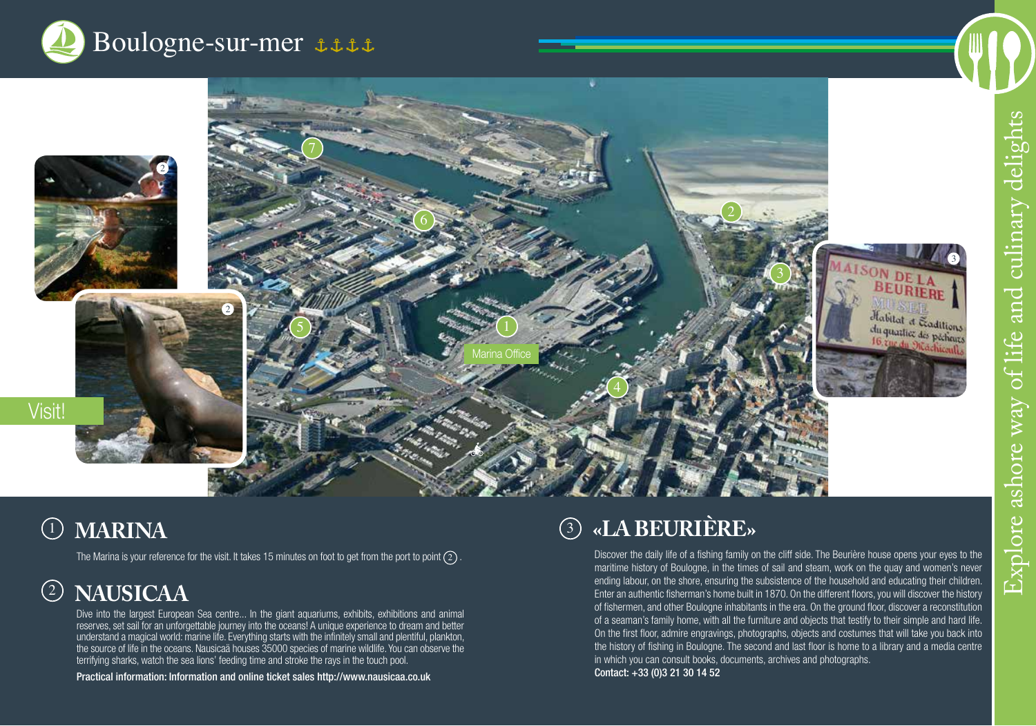# Boulogne-sur-mer

Explore ashore way of life and culinary delights

Visit!

Marina Office

## 1 MARINA

The Marina is your reference for the visit. It takes 15 minutes on foot to get from the port to point 2 .

## 2 NAUSICAA

Dive into the largest European Sea centre... In the giant aquariums, exhibits, exhibitions and animal reserves, set sail for an unforgettable journey into the oceans! A unique experience to dream and better understand a magical world: marine life. Everything starts with the infinitely small and plentiful, plankton, the source of life in the oceans. Nausicaá houses 35000 species of marine wildlife. You can observe the terrifying sharks, watch the sea lions' feeding time and stroke the rays in the touch pool.

**Practical information: Information and online ticket sales http://www.nausicaa.co.uk**

## 3 «LA BEURIÈRE»

Discover the daily life of a fishing family on the cliff side. The Beurière house opens your eyes to the maritime history of Boulogne, in the times of sail and steam, work on the quay and women's never ending labour, on the shore, ensuring the subsistence of the household and educating their children. Enter an authentic fisherman's home built in 1870. On the different floors, you will discover the history of fishermen, and other Boulogne inhabitants in the era. On the ground floor, discover a reconstitution of a seaman's family home, with all the furniture and objects that testify to their simple and hard life. On the first floor, admire engravings, photographs, objects and costumes that will take you back into the history of fishing in Boulogne. The second and last floor is home to a library and a media centre in which you can consult books, documents, archives and photographs.

**Contact: +33 (0)3 21 30 14 52**